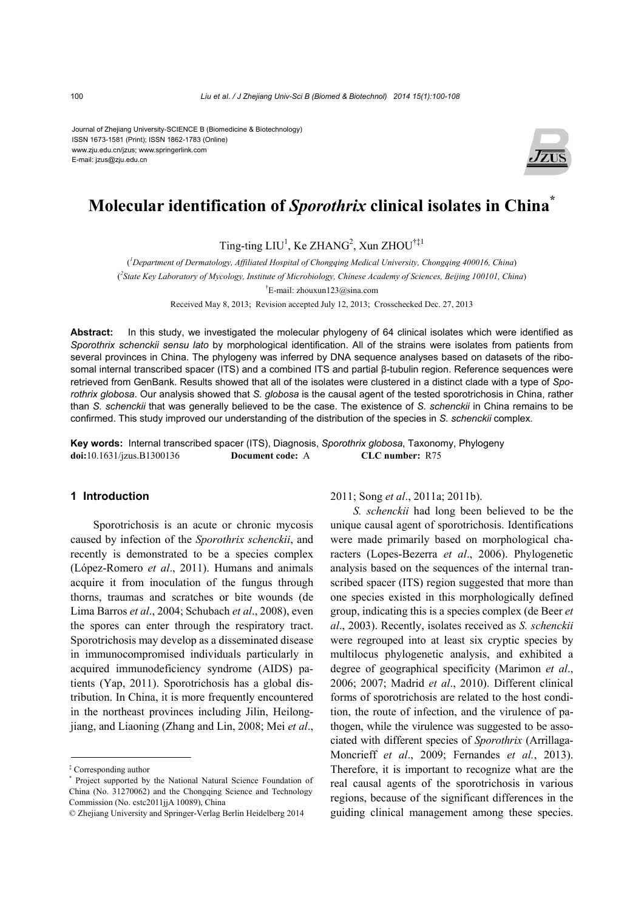Journal of Zhejiang University-SCIENCE B (Biomedicine & Biotechnology)
ISSN 1673-1581 (Print); ISSN 1862-1783 (Online)
www.zju.edu.cn/jzus; www.springerlink.com
E-mail: jzus@zju.edu.cn

# Molecular identification of *Sporothrix* clinical isolates in China*

Ting-ting LIU[1], Ke ZHANG[2], Xun ZHOU[†‡1]

([1]Department of Dermatology, Affiliated Hospital of Chongqing Medical University, Chongqing 400016, China)

([2]State Key Laboratory of Mycology, Institute of Microbiology, Chinese Academy of Sciences, Beijing 100101, China)

[†]E-mail: zhouxun123@sina.com

Received May 8, 2013; Revision accepted July 12, 2013; Crosschecked Dec. 27, 2013

**Abstract:** In this study, we investigated the molecular phylogeny of 64 clinical isolates which were identified as *Sporothrix schenckii sensu lato* by morphological identification. All of the strains were isolates from patients from several provinces in China. The phylogeny was inferred by DNA sequence analyses based on datasets of the ribosomal internal transcribed spacer (ITS) and a combined ITS and partial β-tubulin region. Reference sequences were retrieved from GenBank. Results showed that all of the isolates were clustered in a distinct clade with a type of *Sporothrix globosa*. Our analysis showed that *S. globosa* is the causal agent of the tested sporotrichosis in China, rather than *S. schenckii* that was generally believed to be the case. The existence of *S. schenckii* in China remains to be confirmed. This study improved our understanding of the distribution of the species in *S. schenckii* complex.

**Key words:** Internal transcribed spacer (ITS), Diagnosis, *Sporothrix globosa*, Taxonomy, Phylogeny
**doi:**10.1631/jzus.B1300136 **Document code:** A **CLC number:** R75

## 1 Introduction

Sporotrichosis is an acute or chronic mycosis caused by infection of the *Sporothrix schenckii*, and recently is demonstrated to be a species complex (López-Romero *et al*., 2011). Humans and animals acquire it from inoculation of the fungus through thorns, traumas and scratches or bite wounds (de Lima Barros *et al*., 2004; Schubach *et al*., 2008), even the spores can enter through the respiratory tract. Sporotrichosis may develop as a disseminated disease in immunocompromised individuals particularly in acquired immunodeficiency syndrome (AIDS) patients (Yap, 2011). Sporotrichosis has a global distribution. In China, it is more frequently encountered in the northeast provinces including Jilin, Heilongjiang, and Liaoning (Zhang and Lin, 2008; Mei *et al*., 2011; Song *et al*., 2011a; 2011b).

*S. schenckii* had long been believed to be the unique causal agent of sporotrichosis. Identifications were made primarily based on morphological characters (Lopes-Bezerra *et al*., 2006). Phylogenetic analysis based on the sequences of the internal transcribed spacer (ITS) region suggested that more than one species existed in this morphologically defined group, indicating this is a species complex (de Beer *et al*., 2003). Recently, isolates received as *S. schenckii* were regrouped into at least six cryptic species by multilocus phylogenetic analysis, and exhibited a degree of geographical specificity (Marimon *et al*., 2006; 2007; Madrid *et al*., 2010). Different clinical forms of sporotrichosis are related to the host condition, the route of infection, and the virulence of pathogen, while the virulence was suggested to be associated with different species of *Sporothrix* (Arrillaga-Moncrieff *et al*., 2009; Fernandes *et al.*, 2013). Therefore, it is important to recognize what are the real causal agents of the sporotrichosis in various regions, because of the significant differences in the guiding clinical management among these species.

---

‡ Corresponding author

\* Project supported by the National Natural Science Foundation of China (No. 31270062) and the Chongqing Science and Technology Commission (No. cstc2011jjA 10089), China

© Zhejiang University and Springer-Verlag Berlin Heidelberg 2014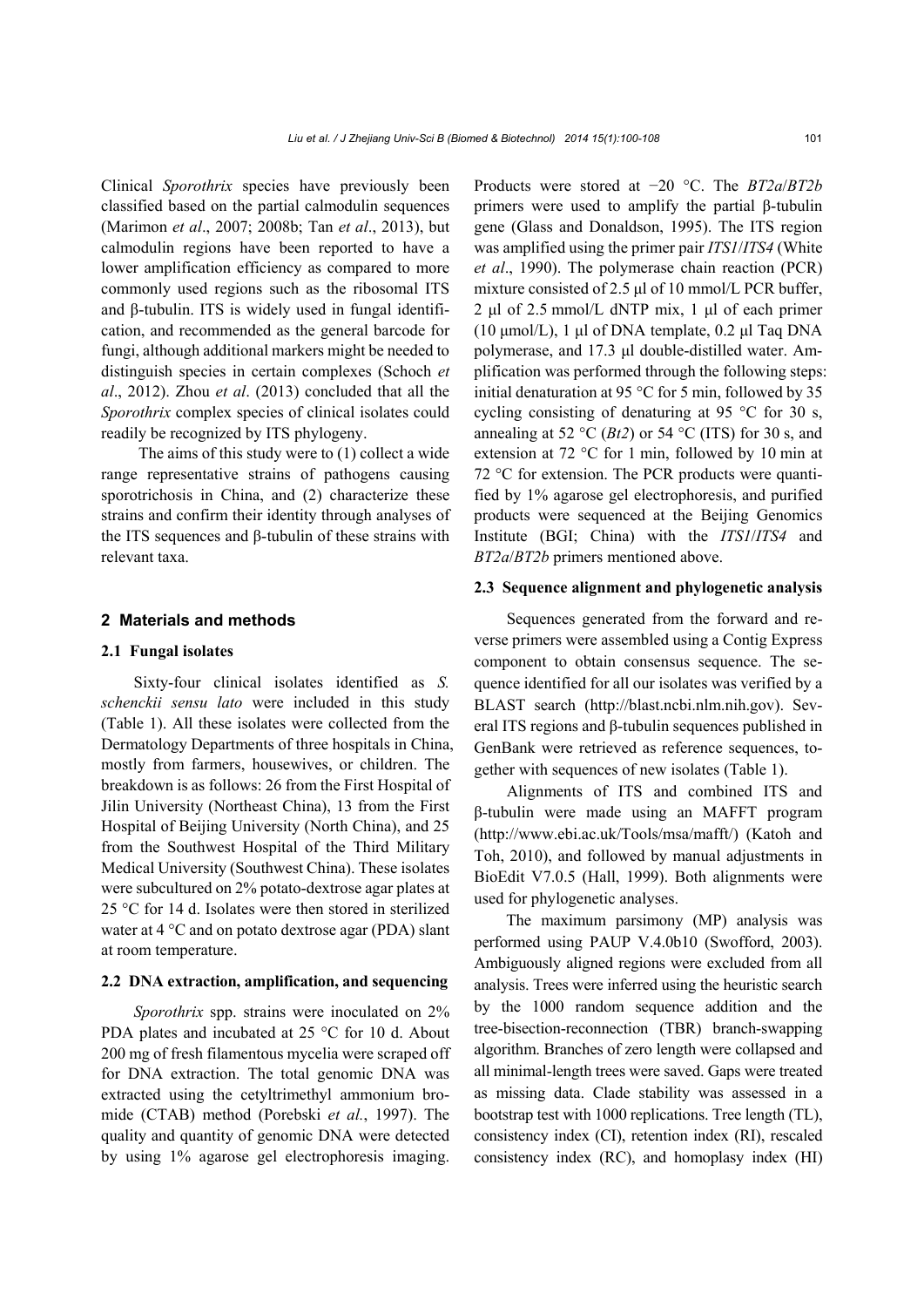Clinical *Sporothrix* species have previously been classified based on the partial calmodulin sequences (Marimon *et al*., 2007; 2008b; Tan *et al*., 2013), but calmodulin regions have been reported to have a lower amplification efficiency as compared to more commonly used regions such as the ribosomal ITS and β-tubulin. ITS is widely used in fungal identification, and recommended as the general barcode for fungi, although additional markers might be needed to distinguish species in certain complexes (Schoch *et al*., 2012). Zhou *et al*. (2013) concluded that all the *Sporothrix* complex species of clinical isolates could readily be recognized by ITS phylogeny.

The aims of this study were to (1) collect a wide range representative strains of pathogens causing sporotrichosis in China, and (2) characterize these strains and confirm their identity through analyses of the ITS sequences and β-tubulin of these strains with relevant taxa.

## 2 Materials and methods

### 2.1 Fungal isolates

Sixty-four clinical isolates identified as *S. schenckii sensu lato* were included in this study (Table 1). All these isolates were collected from the Dermatology Departments of three hospitals in China, mostly from farmers, housewives, or children. The breakdown is as follows: 26 from the First Hospital of Jilin University (Northeast China), 13 from the First Hospital of Beijing University (North China), and 25 from the Southwest Hospital of the Third Military Medical University (Southwest China). These isolates were subcultured on 2% potato-dextrose agar plates at 25 °C for 14 d. Isolates were then stored in sterilized water at 4 °C and on potato dextrose agar (PDA) slant at room temperature.

### 2.2 DNA extraction, amplification, and sequencing

*Sporothrix* spp. strains were inoculated on 2% PDA plates and incubated at 25 °C for 10 d. About 200 mg of fresh filamentous mycelia were scraped off for DNA extraction. The total genomic DNA was extracted using the cetyltrimethyl ammonium bromide (CTAB) method (Porebski *et al.*, 1997). The quality and quantity of genomic DNA were detected by using 1% agarose gel electrophoresis imaging. Products were stored at −20 °C. The *BT2a*/*BT2b* primers were used to amplify the partial β-tubulin gene (Glass and Donaldson, 1995). The ITS region was amplified using the primer pair *ITS1*/*ITS4* (White *et al*., 1990). The polymerase chain reaction (PCR) mixture consisted of 2.5 μl of 10 mmol/L PCR buffer, 2 μl of 2.5 mmol/L dNTP mix, 1 μl of each primer (10 μmol/L), 1 μl of DNA template, 0.2 μl Taq DNA polymerase, and 17.3 μl double-distilled water. Amplification was performed through the following steps: initial denaturation at 95 °C for 5 min, followed by 35 cycling consisting of denaturing at 95 °C for 30 s, annealing at 52 °C (*Bt2*) or 54 °C (ITS) for 30 s, and extension at 72 °C for 1 min, followed by 10 min at 72 °C for extension. The PCR products were quantified by 1% agarose gel electrophoresis, and purified products were sequenced at the Beijing Genomics Institute (BGI; China) with the *ITS1*/*ITS4* and *BT2a*/*BT2b* primers mentioned above.

### 2.3 Sequence alignment and phylogenetic analysis

Sequences generated from the forward and reverse primers were assembled using a Contig Express component to obtain consensus sequence. The sequence identified for all our isolates was verified by a BLAST search (http://blast.ncbi.nlm.nih.gov). Several ITS regions and β-tubulin sequences published in GenBank were retrieved as reference sequences, together with sequences of new isolates (Table 1).

Alignments of ITS and combined ITS and β-tubulin were made using an MAFFT program (http://www.ebi.ac.uk/Tools/msa/mafft/) (Katoh and Toh, 2010), and followed by manual adjustments in BioEdit V7.0.5 (Hall, 1999). Both alignments were used for phylogenetic analyses.

The maximum parsimony (MP) analysis was performed using PAUP V.4.0b10 (Swofford, 2003). Ambiguously aligned regions were excluded from all analysis. Trees were inferred using the heuristic search by the 1000 random sequence addition and the tree-bisection-reconnection (TBR) branch-swapping algorithm. Branches of zero length were collapsed and all minimal-length trees were saved. Gaps were treated as missing data. Clade stability was assessed in a bootstrap test with 1000 replications. Tree length (TL), consistency index (CI), retention index (RI), rescaled consistency index (RC), and homoplasy index (HI)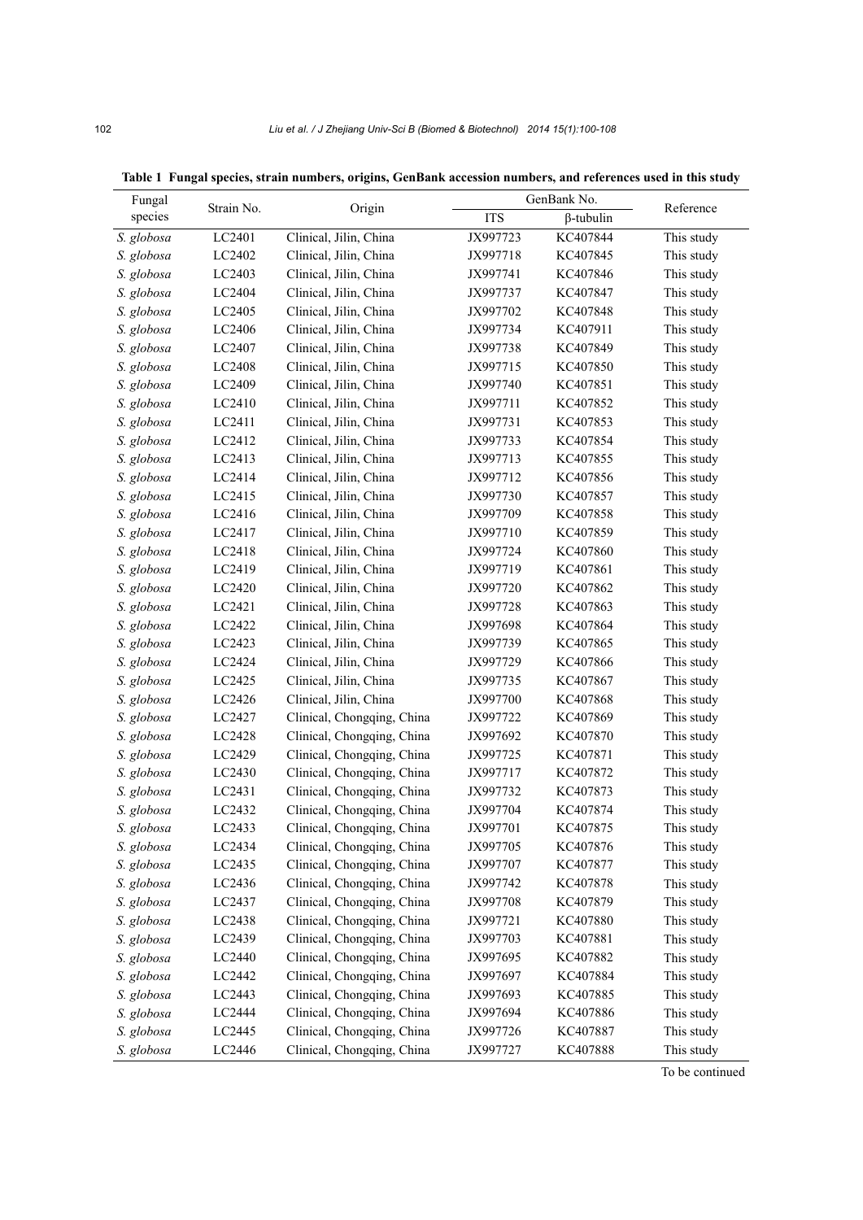**Table 1 Fungal species, strain numbers, origins, GenBank accession numbers, and references used in this study**

| Fungal species | Strain No. | Origin | GenBank No. | | Reference |
|---|---|---|---|---|---|
| | | | ITS | β-tubulin | |
| *S. globosa* | LC2401 | Clinical, Jilin, China | JX997723 | KC407844 | This study |
| *S. globosa* | LC2402 | Clinical, Jilin, China | JX997718 | KC407845 | This study |
| *S. globosa* | LC2403 | Clinical, Jilin, China | JX997741 | KC407846 | This study |
| *S. globosa* | LC2404 | Clinical, Jilin, China | JX997737 | KC407847 | This study |
| *S. globosa* | LC2405 | Clinical, Jilin, China | JX997702 | KC407848 | This study |
| *S. globosa* | LC2406 | Clinical, Jilin, China | JX997734 | KC407911 | This study |
| *S. globosa* | LC2407 | Clinical, Jilin, China | JX997738 | KC407849 | This study |
| *S. globosa* | LC2408 | Clinical, Jilin, China | JX997715 | KC407850 | This study |
| *S. globosa* | LC2409 | Clinical, Jilin, China | JX997740 | KC407851 | This study |
| *S. globosa* | LC2410 | Clinical, Jilin, China | JX997711 | KC407852 | This study |
| *S. globosa* | LC2411 | Clinical, Jilin, China | JX997731 | KC407853 | This study |
| *S. globosa* | LC2412 | Clinical, Jilin, China | JX997733 | KC407854 | This study |
| *S. globosa* | LC2413 | Clinical, Jilin, China | JX997713 | KC407855 | This study |
| *S. globosa* | LC2414 | Clinical, Jilin, China | JX997712 | KC407856 | This study |
| *S. globosa* | LC2415 | Clinical, Jilin, China | JX997730 | KC407857 | This study |
| *S. globosa* | LC2416 | Clinical, Jilin, China | JX997709 | KC407858 | This study |
| *S. globosa* | LC2417 | Clinical, Jilin, China | JX997710 | KC407859 | This study |
| *S. globosa* | LC2418 | Clinical, Jilin, China | JX997724 | KC407860 | This study |
| *S. globosa* | LC2419 | Clinical, Jilin, China | JX997719 | KC407861 | This study |
| *S. globosa* | LC2420 | Clinical, Jilin, China | JX997720 | KC407862 | This study |
| *S. globosa* | LC2421 | Clinical, Jilin, China | JX997728 | KC407863 | This study |
| *S. globosa* | LC2422 | Clinical, Jilin, China | JX997698 | KC407864 | This study |
| *S. globosa* | LC2423 | Clinical, Jilin, China | JX997739 | KC407865 | This study |
| *S. globosa* | LC2424 | Clinical, Jilin, China | JX997729 | KC407866 | This study |
| *S. globosa* | LC2425 | Clinical, Jilin, China | JX997735 | KC407867 | This study |
| *S. globosa* | LC2426 | Clinical, Jilin, China | JX997700 | KC407868 | This study |
| *S. globosa* | LC2427 | Clinical, Chongqing, China | JX997722 | KC407869 | This study |
| *S. globosa* | LC2428 | Clinical, Chongqing, China | JX997692 | KC407870 | This study |
| *S. globosa* | LC2429 | Clinical, Chongqing, China | JX997725 | KC407871 | This study |
| *S. globosa* | LC2430 | Clinical, Chongqing, China | JX997717 | KC407872 | This study |
| *S. globosa* | LC2431 | Clinical, Chongqing, China | JX997732 | KC407873 | This study |
| *S. globosa* | LC2432 | Clinical, Chongqing, China | JX997704 | KC407874 | This study |
| *S. globosa* | LC2433 | Clinical, Chongqing, China | JX997701 | KC407875 | This study |
| *S. globosa* | LC2434 | Clinical, Chongqing, China | JX997705 | KC407876 | This study |
| *S. globosa* | LC2435 | Clinical, Chongqing, China | JX997707 | KC407877 | This study |
| *S. globosa* | LC2436 | Clinical, Chongqing, China | JX997742 | KC407878 | This study |
| *S. globosa* | LC2437 | Clinical, Chongqing, China | JX997708 | KC407879 | This study |
| *S. globosa* | LC2438 | Clinical, Chongqing, China | JX997721 | KC407880 | This study |
| *S. globosa* | LC2439 | Clinical, Chongqing, China | JX997703 | KC407881 | This study |
| *S. globosa* | LC2440 | Clinical, Chongqing, China | JX997695 | KC407882 | This study |
| *S. globosa* | LC2442 | Clinical, Chongqing, China | JX997697 | KC407884 | This study |
| *S. globosa* | LC2443 | Clinical, Chongqing, China | JX997693 | KC407885 | This study |
| *S. globosa* | LC2444 | Clinical, Chongqing, China | JX997694 | KC407886 | This study |
| *S. globosa* | LC2445 | Clinical, Chongqing, China | JX997726 | KC407887 | This study |
| *S. globosa* | LC2446 | Clinical, Chongqing, China | JX997727 | KC407888 | This study |

To be continued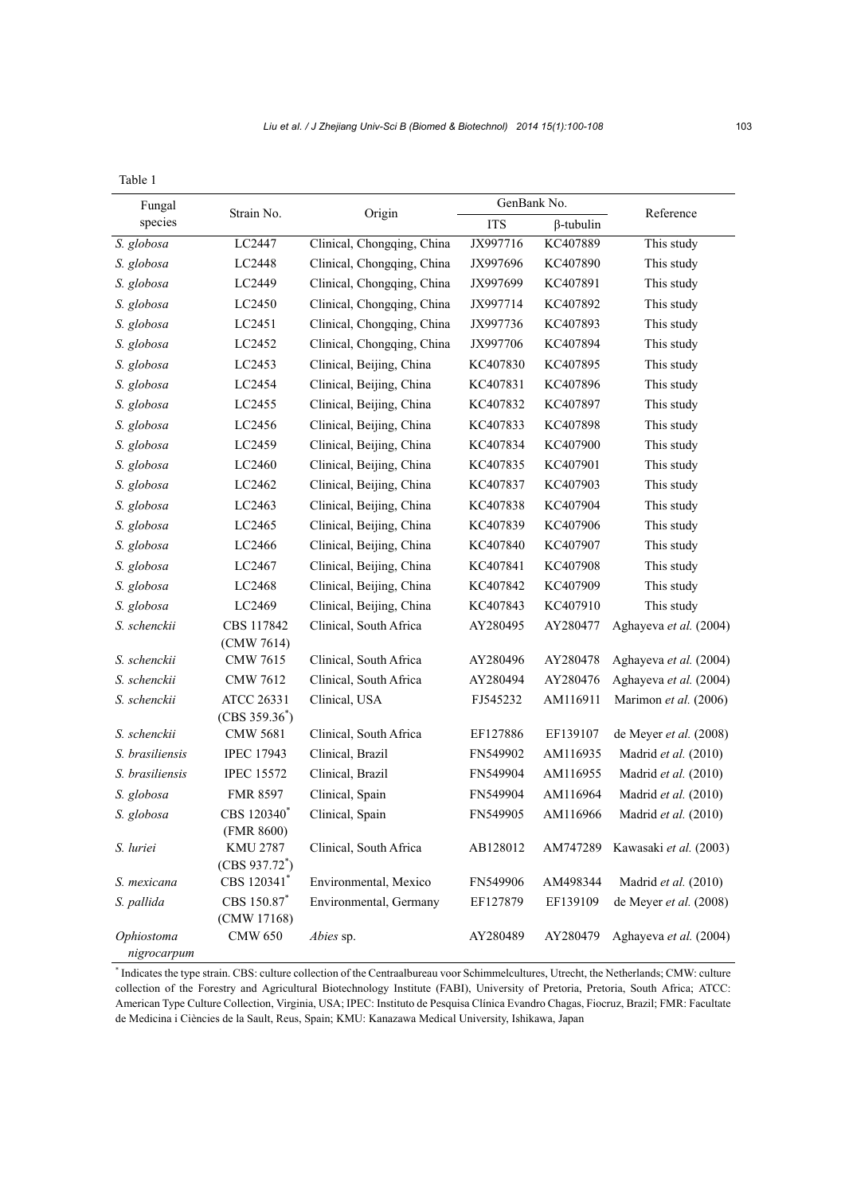Table 1

| Fungal species | Strain No. | Origin | GenBank No. | | Reference |
|---|---|---|---|---|---|
| | | | ITS | β-tubulin | |
| *S. globosa* | LC2447 | Clinical, Chongqing, China | JX997716 | KC407889 | This study |
| *S. globosa* | LC2448 | Clinical, Chongqing, China | JX997696 | KC407890 | This study |
| *S. globosa* | LC2449 | Clinical, Chongqing, China | JX997699 | KC407891 | This study |
| *S. globosa* | LC2450 | Clinical, Chongqing, China | JX997714 | KC407892 | This study |
| *S. globosa* | LC2451 | Clinical, Chongqing, China | JX997736 | KC407893 | This study |
| *S. globosa* | LC2452 | Clinical, Chongqing, China | JX997706 | KC407894 | This study |
| *S. globosa* | LC2453 | Clinical, Beijing, China | KC407830 | KC407895 | This study |
| *S. globosa* | LC2454 | Clinical, Beijing, China | KC407831 | KC407896 | This study |
| *S. globosa* | LC2455 | Clinical, Beijing, China | KC407832 | KC407897 | This study |
| *S. globosa* | LC2456 | Clinical, Beijing, China | KC407833 | KC407898 | This study |
| *S. globosa* | LC2459 | Clinical, Beijing, China | KC407834 | KC407900 | This study |
| *S. globosa* | LC2460 | Clinical, Beijing, China | KC407835 | KC407901 | This study |
| *S. globosa* | LC2462 | Clinical, Beijing, China | KC407837 | KC407903 | This study |
| *S. globosa* | LC2463 | Clinical, Beijing, China | KC407838 | KC407904 | This study |
| *S. globosa* | LC2465 | Clinical, Beijing, China | KC407839 | KC407906 | This study |
| *S. globosa* | LC2466 | Clinical, Beijing, China | KC407840 | KC407907 | This study |
| *S. globosa* | LC2467 | Clinical, Beijing, China | KC407841 | KC407908 | This study |
| *S. globosa* | LC2468 | Clinical, Beijing, China | KC407842 | KC407909 | This study |
| *S. globosa* | LC2469 | Clinical, Beijing, China | KC407843 | KC407910 | This study |
| *S. schenckii* | CBS 117842 (CMW 7614) | Clinical, South Africa | AY280495 | AY280477 | Aghayeva *et al.* (2004) |
| *S. schenckii* | CMW 7615 | Clinical, South Africa | AY280496 | AY280478 | Aghayeva *et al.* (2004) |
| *S. schenckii* | CMW 7612 | Clinical, South Africa | AY280494 | AY280476 | Aghayeva *et al.* (2004) |
| *S. schenckii* | ATCC 26331 (CBS 359.36*) | Clinical, USA | FJ545232 | AM116911 | Marimon *et al.* (2006) |
| *S. schenckii* | CMW 5681 | Clinical, South Africa | EF127886 | EF139107 | de Meyer *et al.* (2008) |
| *S. brasiliensis* | IPEC 17943 | Clinical, Brazil | FN549902 | AM116935 | Madrid *et al.* (2010) |
| *S. brasiliensis* | IPEC 15572 | Clinical, Brazil | FN549904 | AM116955 | Madrid *et al.* (2010) |
| *S. globosa* | FMR 8597 | Clinical, Spain | FN549904 | AM116964 | Madrid *et al.* (2010) |
| *S. globosa* | CBS 120340* (FMR 8600) | Clinical, Spain | FN549905 | AM116966 | Madrid *et al.* (2010) |
| *S. luriei* | KMU 2787 (CBS 937.72*) | Clinical, South Africa | AB128012 | AM747289 | Kawasaki *et al.* (2003) |
| *S. mexicana* | CBS 120341* | Environmental, Mexico | FN549906 | AM498344 | Madrid *et al.* (2010) |
| *S. pallida* | CBS 150.87* (CMW 17168) | Environmental, Germany | EF127879 | EF139109 | de Meyer *et al.* (2008) |
| *Ophiostoma nigrocarpum* | CMW 650 | *Abies* sp. | AY280489 | AY280479 | Aghayeva *et al.* (2004) |

* Indicates the type strain. CBS: culture collection of the Centraalbureau voor Schimmelcultures, Utrecht, the Netherlands; CMW: culture collection of the Forestry and Agricultural Biotechnology Institute (FABI), University of Pretoria, Pretoria, South Africa; ATCC: American Type Culture Collection, Virginia, USA; IPEC: Instituto de Pesquisa Clínica Evandro Chagas, Fiocruz, Brazil; FMR: Facultate de Medicina i Ciències de la Sault, Reus, Spain; KMU: Kanazawa Medical University, Ishikawa, Japan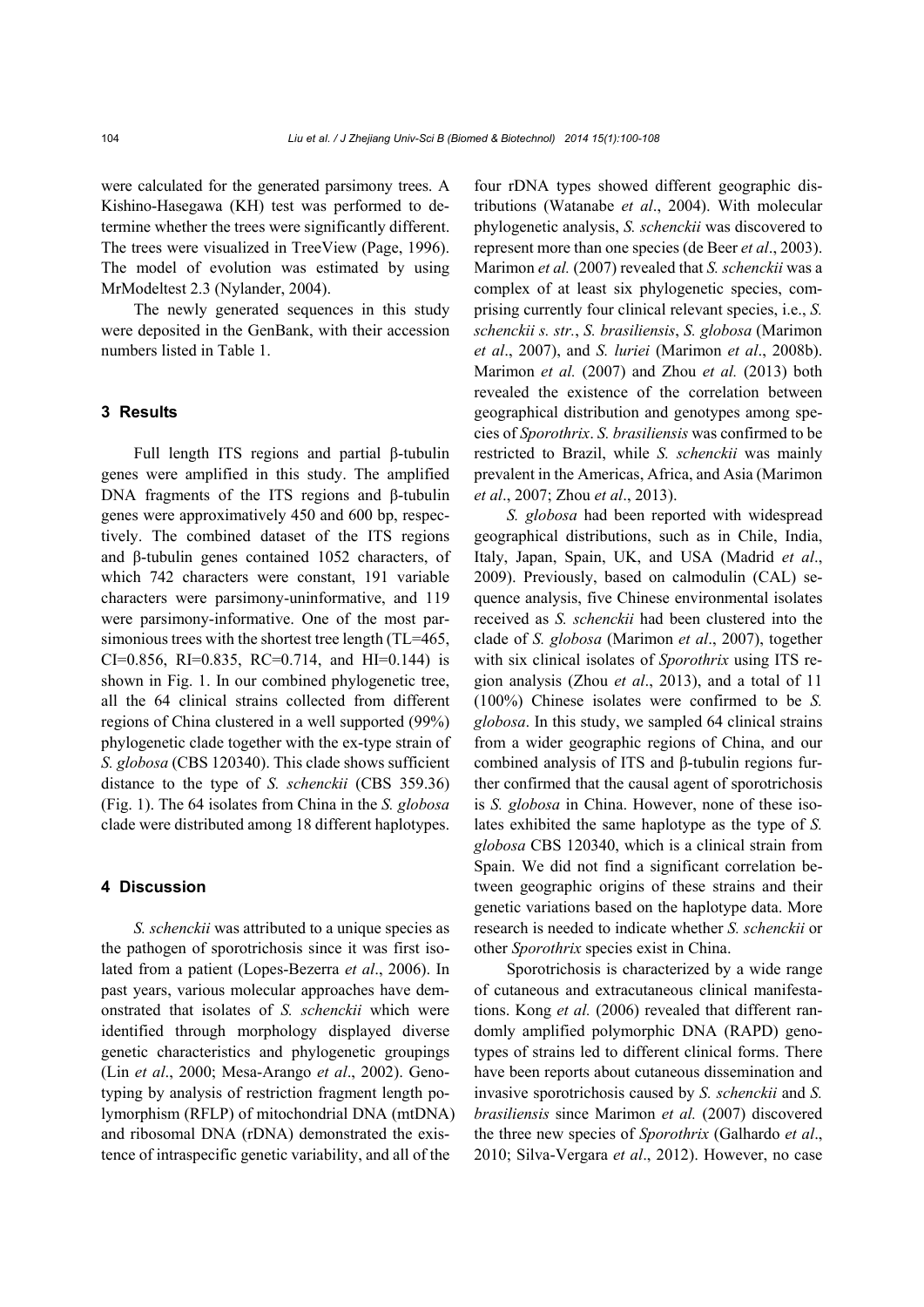were calculated for the generated parsimony trees. A Kishino-Hasegawa (KH) test was performed to determine whether the trees were significantly different. The trees were visualized in TreeView (Page, 1996). The model of evolution was estimated by using MrModeltest 2.3 (Nylander, 2004).

The newly generated sequences in this study were deposited in the GenBank, with their accession numbers listed in Table 1.

## 3 Results

Full length ITS regions and partial β-tubulin genes were amplified in this study. The amplified DNA fragments of the ITS regions and β-tubulin genes were approximatively 450 and 600 bp, respectively. The combined dataset of the ITS regions and β-tubulin genes contained 1052 characters, of which 742 characters were constant, 191 variable characters were parsimony-uninformative, and 119 were parsimony-informative. One of the most parsimonious trees with the shortest tree length (TL=465, CI=0.856, RI=0.835, RC=0.714, and HI=0.144) is shown in Fig. 1. In our combined phylogenetic tree, all the 64 clinical strains collected from different regions of China clustered in a well supported (99%) phylogenetic clade together with the ex-type strain of *S. globosa* (CBS 120340). This clade shows sufficient distance to the type of *S. schenckii* (CBS 359.36) (Fig. 1). The 64 isolates from China in the *S. globosa* clade were distributed among 18 different haplotypes.

## 4 Discussion

*S. schenckii* was attributed to a unique species as the pathogen of sporotrichosis since it was first isolated from a patient (Lopes-Bezerra *et al*., 2006). In past years, various molecular approaches have demonstrated that isolates of *S. schenckii* which were identified through morphology displayed diverse genetic characteristics and phylogenetic groupings (Lin *et al*., 2000; Mesa-Arango *et al*., 2002). Genotyping by analysis of restriction fragment length polymorphism (RFLP) of mitochondrial DNA (mtDNA) and ribosomal DNA (rDNA) demonstrated the existence of intraspecific genetic variability, and all of the four rDNA types showed different geographic distributions (Watanabe *et al*., 2004). With molecular phylogenetic analysis, *S. schenckii* was discovered to represent more than one species (de Beer *et al*., 2003). Marimon *et al.* (2007) revealed that *S. schenckii* was a complex of at least six phylogenetic species, comprising currently four clinical relevant species, i.e., *S. schenckii s. str.*, *S. brasiliensis*, *S. globosa* (Marimon *et al*., 2007), and *S. luriei* (Marimon *et al*., 2008b). Marimon *et al.* (2007) and Zhou *et al.* (2013) both revealed the existence of the correlation between geographical distribution and genotypes among species of *Sporothrix*. *S. brasiliensis* was confirmed to be restricted to Brazil, while *S. schenckii* was mainly prevalent in the Americas, Africa, and Asia (Marimon *et al*., 2007; Zhou *et al*., 2013).

*S. globosa* had been reported with widespread geographical distributions, such as in Chile, India, Italy, Japan, Spain, UK, and USA (Madrid *et al*., 2009). Previously, based on calmodulin (CAL) sequence analysis, five Chinese environmental isolates received as *S. schenckii* had been clustered into the clade of *S. globosa* (Marimon *et al*., 2007), together with six clinical isolates of *Sporothrix* using ITS region analysis (Zhou *et al*., 2013), and a total of 11 (100%) Chinese isolates were confirmed to be *S. globosa*. In this study, we sampled 64 clinical strains from a wider geographic regions of China, and our combined analysis of ITS and β-tubulin regions further confirmed that the causal agent of sporotrichosis is *S. globosa* in China. However, none of these isolates exhibited the same haplotype as the type of *S. globosa* CBS 120340, which is a clinical strain from Spain. We did not find a significant correlation between geographic origins of these strains and their genetic variations based on the haplotype data. More research is needed to indicate whether *S. schenckii* or other *Sporothrix* species exist in China.

Sporotrichosis is characterized by a wide range of cutaneous and extracutaneous clinical manifestations. Kong *et al.* (2006) revealed that different randomly amplified polymorphic DNA (RAPD) genotypes of strains led to different clinical forms. There have been reports about cutaneous dissemination and invasive sporotrichosis caused by *S. schenckii* and *S. brasiliensis* since Marimon *et al.* (2007) discovered the three new species of *Sporothrix* (Galhardo *et al*., 2010; Silva-Vergara *et al*., 2012). However, no case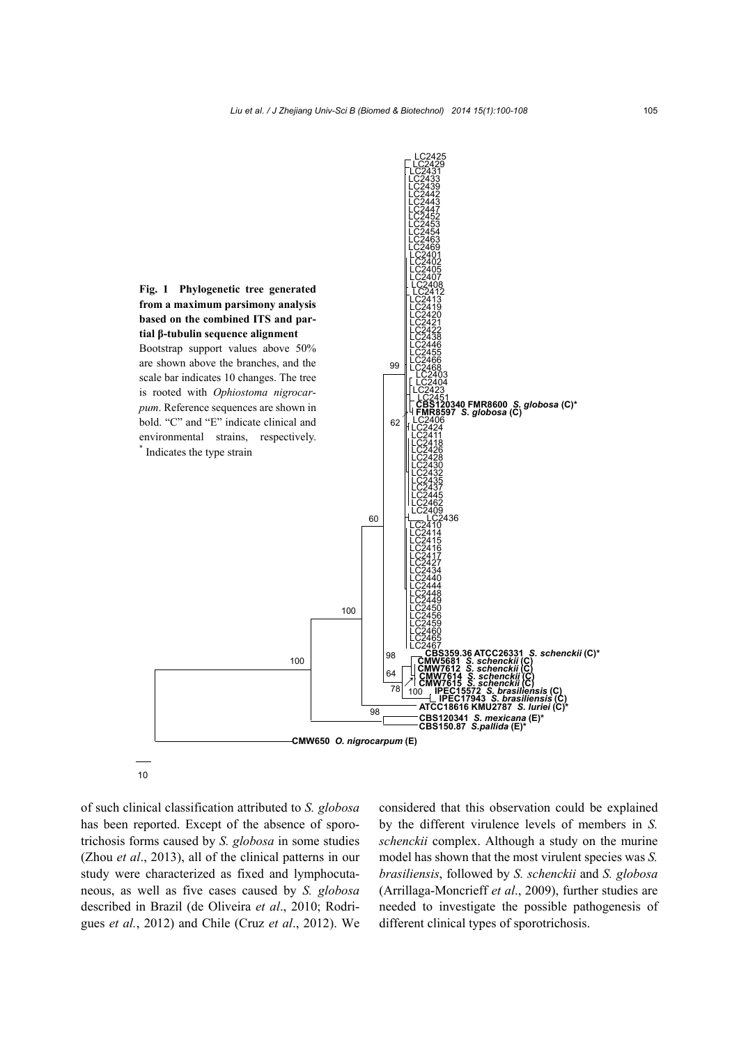**Fig. 1 Phylogenetic tree generated from a maximum parsimony analysis based on the combined ITS and partial β-tubulin sequence alignment**

Bootstrap support values above 50% are shown above the branches, and the scale bar indicates 10 changes. The tree is rooted with *Ophiostoma nigrocarpum*. Reference sequences are shown in bold. "C" and "E" indicate clinical and environmental strains, respectively. * Indicates the type strain

of such clinical classification attributed to *S. globosa* has been reported. Except of the absence of sporotrichosis forms caused by *S. globosa* in some studies (Zhou *et al*., 2013), all of the clinical patterns in our study were characterized as fixed and lymphocutaneous, as well as five cases caused by *S. globosa* described in Brazil (de Oliveira *et al*., 2010; Rodrigues *et al.*, 2012) and Chile (Cruz *et al*., 2012). We considered that this observation could be explained by the different virulence levels of members in *S. schenckii* complex. Although a study on the murine model has shown that the most virulent species was *S. brasiliensis*, followed by *S. schenckii* and *S. globosa* (Arrillaga-Moncrieff *et al*., 2009), further studies are needed to investigate the possible pathogenesis of different clinical types of sporotrichosis.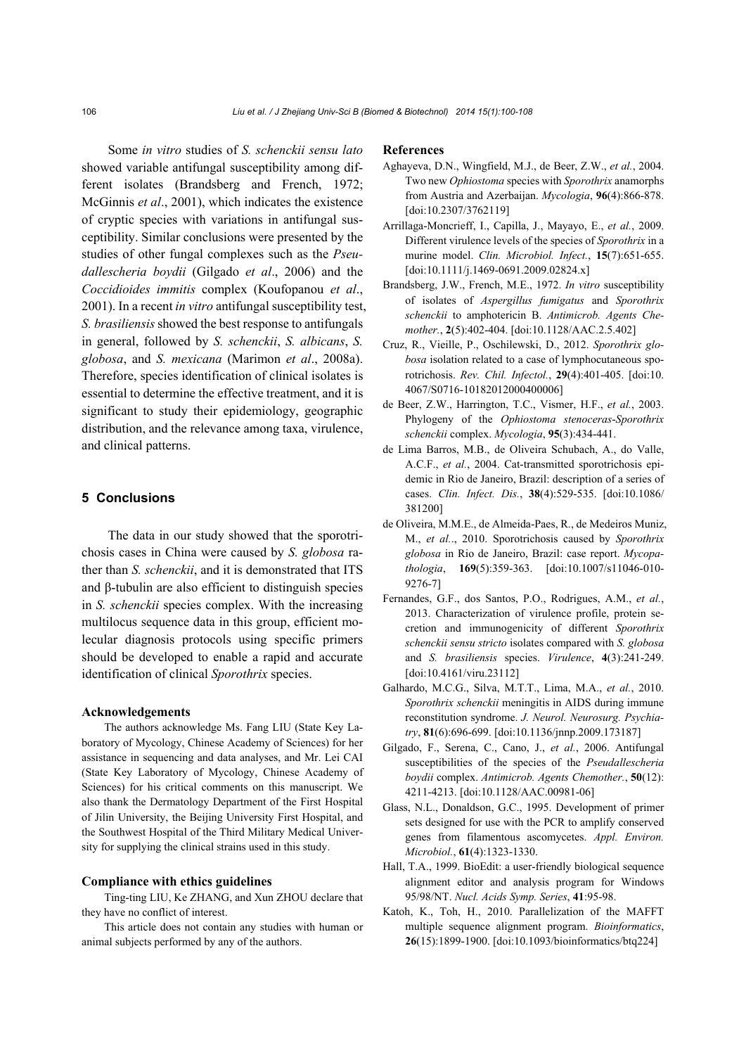Some *in vitro* studies of *S. schenckii sensu lato* showed variable antifungal susceptibility among different isolates (Brandsberg and French, 1972; McGinnis *et al*., 2001), which indicates the existence of cryptic species with variations in antifungal susceptibility. Similar conclusions were presented by the studies of other fungal complexes such as the *Pseudallescheria boydii* (Gilgado *et al*., 2006) and the *Coccidioides immitis* complex (Koufopanou *et al*., 2001). In a recent *in vitro* antifungal susceptibility test, *S. brasiliensis* showed the best response to antifungals in general, followed by *S. schenckii*, *S. albicans*, *S. globosa*, and *S. mexicana* (Marimon *et al*., 2008a). Therefore, species identification of clinical isolates is essential to determine the effective treatment, and it is significant to study their epidemiology, geographic distribution, and the relevance among taxa, virulence, and clinical patterns.

## 5 Conclusions

The data in our study showed that the sporotrichosis cases in China were caused by *S. globosa* rather than *S. schenckii*, and it is demonstrated that ITS and β-tubulin are also efficient to distinguish species in *S. schenckii* species complex. With the increasing multilocus sequence data in this group, efficient molecular diagnosis protocols using specific primers should be developed to enable a rapid and accurate identification of clinical *Sporothrix* species.

### Acknowledgements

The authors acknowledge Ms. Fang LIU (State Key Laboratory of Mycology, Chinese Academy of Sciences) for her assistance in sequencing and data analyses, and Mr. Lei CAI (State Key Laboratory of Mycology, Chinese Academy of Sciences) for his critical comments on this manuscript. We also thank the Dermatology Department of the First Hospital of Jilin University, the Beijing University First Hospital, and the Southwest Hospital of the Third Military Medical University for supplying the clinical strains used in this study.

### Compliance with ethics guidelines

Ting-ting LIU, Ke ZHANG, and Xun ZHOU declare that they have no conflict of interest.

This article does not contain any studies with human or animal subjects performed by any of the authors.

### References

Aghayeva, D.N., Wingfield, M.J., de Beer, Z.W., *et al.*, 2004. Two new *Ophiostoma* species with *Sporothrix* anamorphs from Austria and Azerbaijan. *Mycologia*, **96**(4):866-878. [doi:10.2307/3762119]

Arrillaga-Moncrieff, I., Capilla, J., Mayayo, E., *et al.*, 2009. Different virulence levels of the species of *Sporothrix* in a murine model. *Clin. Microbiol. Infect.*, **15**(7):651-655. [doi:10.1111/j.1469-0691.2009.02824.x]

Brandsberg, J.W., French, M.E., 1972. *In vitro* susceptibility of isolates of *Aspergillus fumigatus* and *Sporothrix schenckii* to amphotericin B. *Antimicrob. Agents Chemother.*, **2**(5):402-404. [doi:10.1128/AAC.2.5.402]

Cruz, R., Vieille, P., Oschilewski, D., 2012. *Sporothrix globosa* isolation related to a case of lymphocutaneous sporotrichosis. *Rev. Chil. Infectol.*, **29**(4):401-405. [doi:10.4067/S0716-10182012000400006]

de Beer, Z.W., Harrington, T.C., Vismer, H.F., *et al.*, 2003. Phylogeny of the *Ophiostoma stenoceras*-*Sporothrix schenckii* complex. *Mycologia*, **95**(3):434-441.

de Lima Barros, M.B., de Oliveira Schubach, A., do Valle, A.C.F., *et al.*, 2004. Cat-transmitted sporotrichosis epidemic in Rio de Janeiro, Brazil: description of a series of cases. *Clin. Infect. Dis.*, **38**(4):529-535. [doi:10.1086/381200]

de Oliveira, M.M.E., de Almeida-Paes, R., de Medeiros Muniz, M., *et al.*., 2010. Sporotrichosis caused by *Sporothrix globosa* in Rio de Janeiro, Brazil: case report. *Mycopathologia*, **169**(5):359-363. [doi:10.1007/s11046-010-9276-7]

Fernandes, G.F., dos Santos, P.O., Rodrigues, A.M., *et al.*, 2013. Characterization of virulence profile, protein secretion and immunogenicity of different *Sporothrix schenckii sensu stricto* isolates compared with *S. globosa* and *S. brasiliensis* species. *Virulence*, **4**(3):241-249. [doi:10.4161/viru.23112]

Galhardo, M.C.G., Silva, M.T.T., Lima, M.A., *et al.*, 2010. *Sporothrix schenckii* meningitis in AIDS during immune reconstitution syndrome. *J. Neurol. Neurosurg. Psychiatry*, **81**(6):696-699. [doi:10.1136/jnnp.2009.173187]

Gilgado, F., Serena, C., Cano, J., *et al.*, 2006. Antifungal susceptibilities of the species of the *Pseudallescheria boydii* complex. *Antimicrob. Agents Chemother.*, **50**(12):4211-4213. [doi:10.1128/AAC.00981-06]

Glass, N.L., Donaldson, G.C., 1995. Development of primer sets designed for use with the PCR to amplify conserved genes from filamentous ascomycetes. *Appl. Environ. Microbiol.*, **61**(4):1323-1330.

Hall, T.A., 1999. BioEdit: a user-friendly biological sequence alignment editor and analysis program for Windows 95/98/NT. *Nucl. Acids Symp. Series*, **41**:95-98.

Katoh, K., Toh, H., 2010. Parallelization of the MAFFT multiple sequence alignment program. *Bioinformatics*, **26**(15):1899-1900. [doi:10.1093/bioinformatics/btq224]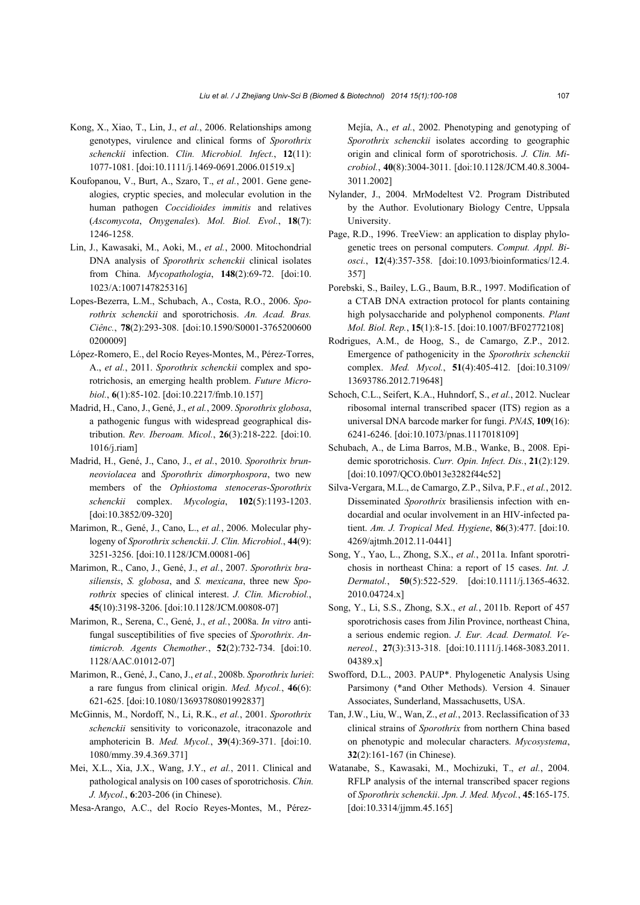Kong, X., Xiao, T., Lin, J., *et al.*, 2006. Relationships among genotypes, virulence and clinical forms of *Sporothrix schenckii* infection. *Clin. Microbiol. Infect.*, **12**(11): 1077-1081. [doi:10.1111/j.1469-0691.2006.01519.x]

Koufopanou, V., Burt, A., Szaro, T., *et al.*, 2001. Gene genealogies, cryptic species, and molecular evolution in the human pathogen *Coccidioides immitis* and relatives (*Ascomycota*, *Onygenales*). *Mol. Biol. Evol.*, **18**(7): 1246-1258.

Lin, J., Kawasaki, M., Aoki, M., *et al.*, 2000. Mitochondrial DNA analysis of *Sporothrix schenckii* clinical isolates from China. *Mycopathologia*, **148**(2):69-72. [doi:10.1023/A:1007147825316]

Lopes-Bezerra, L.M., Schubach, A., Costa, R.O., 2006. *Sporothrix schenckii* and sporotrichosis. *An. Acad. Bras. Ciênc.*, **78**(2):293-308. [doi:10.1590/S0001-37652006000200009]

López-Romero, E., del Rocío Reyes-Montes, M., Pérez-Torres, A., *et al.*, 2011. *Sporothrix schenckii* complex and sporotrichosis, an emerging health problem. *Future Microbiol.*, **6**(1):85-102. [doi:10.2217/fmb.10.157]

Madrid, H., Cano, J., Gené, J., *et al.*, 2009. *Sporothrix globosa*, a pathogenic fungus with widespread geographical distribution. *Rev. Iberoam. Micol.*, **26**(3):218-222. [doi:10.1016/j.riam]

Madrid, H., Gené, J., Cano, J., *et al.*, 2010. *Sporothrix brunneoviolacea* and *Sporothrix dimorphospora*, two new members of the *Ophiostoma stenoceras*-*Sporothrix schenckii* complex. *Mycologia*, **102**(5):1193-1203. [doi:10.3852/09-320]

Marimon, R., Gené, J., Cano, L., *et al.*, 2006. Molecular phylogeny of *Sporothrix schenckii*. *J. Clin. Microbiol.*, **44**(9): 3251-3256. [doi:10.1128/JCM.00081-06]

Marimon, R., Cano, J., Gené, J., *et al.*, 2007. *Sporothrix brasiliensis*, *S. globosa*, and *S. mexicana*, three new *Sporothrix* species of clinical interest. *J. Clin. Microbiol.*, **45**(10):3198-3206. [doi:10.1128/JCM.00808-07]

Marimon, R., Serena, C., Gené, J., *et al.*, 2008a. *In vitro* antifungal susceptibilities of five species of *Sporothrix*. *Antimicrob. Agents Chemother.*, **52**(2):732-734. [doi:10.1128/AAC.01012-07]

Marimon, R., Gené, J., Cano, J., *et al.*, 2008b. *Sporothrix luriei*: a rare fungus from clinical origin. *Med. Mycol.*, **46**(6): 621-625. [doi:10.1080/13693780801992837]

McGinnis, M., Nordoff, N., Li, R.K., *et al.*, 2001. *Sporothrix schenckii* sensitivity to voriconazole, itraconazole and amphotericin B. *Med. Mycol.*, **39**(4):369-371. [doi:10.1080/mmy.39.4.369.371]

Mei, X.L., Xia, J.X., Wang, J.Y., *et al.*, 2011. Clinical and pathological analysis on 100 cases of sporotrichosis. *Chin. J. Mycol.*, **6**:203-206 (in Chinese).

Mesa-Arango, A.C., del Rocío Reyes-Montes, M., Pérez-Mejía, A., *et al.*, 2002. Phenotyping and genotyping of *Sporothrix schenckii* isolates according to geographic origin and clinical form of sporotrichosis. *J. Clin. Microbiol.*, **40**(8):3004-3011. [doi:10.1128/JCM.40.8.3004-3011.2002]

Nylander, J., 2004. MrModeltest V2. Program Distributed by the Author. Evolutionary Biology Centre, Uppsala University.

Page, R.D., 1996. TreeView: an application to display phylogenetic trees on personal computers. *Comput. Appl. Biosci.*, **12**(4):357-358. [doi:10.1093/bioinformatics/12.4.357]

Porebski, S., Bailey, L.G., Baum, B.R., 1997. Modification of a CTAB DNA extraction protocol for plants containing high polysaccharide and polyphenol components. *Plant Mol. Biol. Rep.*, **15**(1):8-15. [doi:10.1007/BF02772108]

Rodrigues, A.M., de Hoog, S., de Camargo, Z.P., 2012. Emergence of pathogenicity in the *Sporothrix schenckii* complex. *Med. Mycol.*, **51**(4):405-412. [doi:10.3109/13693786.2012.719648]

Schoch, C.L., Seifert, K.A., Huhndorf, S., *et al.*, 2012. Nuclear ribosomal internal transcribed spacer (ITS) region as a universal DNA barcode marker for fungi. *PNAS*, **109**(16): 6241-6246. [doi:10.1073/pnas.1117018109]

Schubach, A., de Lima Barros, M.B., Wanke, B., 2008. Epidemic sporotrichosis. *Curr. Opin. Infect. Dis.*, **21**(2):129. [doi:10.1097/QCO.0b013e3282f44c52]

Silva-Vergara, M.L., de Camargo, Z.P., Silva, P.F., *et al.*, 2012. Disseminated *Sporothrix* brasiliensis infection with endocardial and ocular involvement in an HIV-infected patient. *Am. J. Tropical Med. Hygiene*, **86**(3):477. [doi:10.4269/ajtmh.2012.11-0441]

Song, Y., Yao, L., Zhong, S.X., *et al.*, 2011a. Infant sporotrichosis in northeast China: a report of 15 cases. *Int. J. Dermatol.*, **50**(5):522-529. [doi:10.1111/j.1365-4632.2010.04724.x]

Song, Y., Li, S.S., Zhong, S.X., *et al.*, 2011b. Report of 457 sporotrichosis cases from Jilin Province, northeast China, a serious endemic region. *J. Eur. Acad. Dermatol. Venereol.*, **27**(3):313-318. [doi:10.1111/j.1468-3083.2011.04389.x]

Swofford, D.L., 2003. PAUP*. Phylogenetic Analysis Using Parsimony (*and Other Methods). Version 4. Sinauer Associates, Sunderland, Massachusetts, USA.

Tan, J.W., Liu, W., Wan, Z., *et al.*, 2013. Reclassification of 33 clinical strains of *Sporothrix* from northern China based on phenotypic and molecular characters. *Mycosystema*, **32**(2):161-167 (in Chinese).

Watanabe, S., Kawasaki, M., Mochizuki, T., *et al.*, 2004. RFLP analysis of the internal transcribed spacer regions of *Sporothrix schenckii*. *Jpn. J. Med. Mycol.*, **45**:165-175. [doi:10.3314/jjmm.45.165]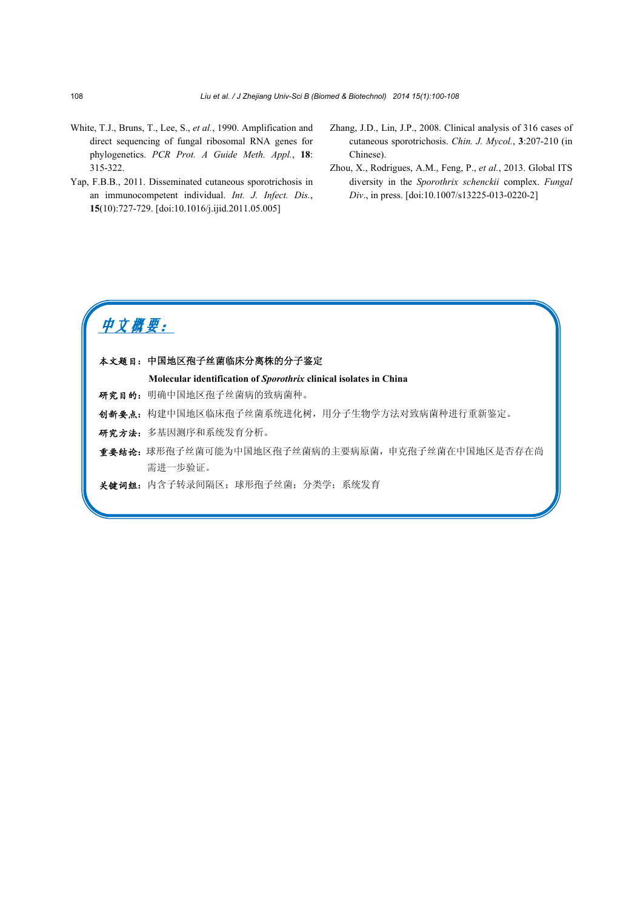White, T.J., Bruns, T., Lee, S., *et al.*, 1990. Amplification and direct sequencing of fungal ribosomal RNA genes for phylogenetics. *PCR Prot. A Guide Meth. Appl.*, **18**: 315-322.

Yap, F.B.B., 2011. Disseminated cutaneous sporotrichosis in an immunocompetent individual. *Int. J. Infect. Dis.*, **15**(10):727-729. [doi:10.1016/j.ijid.2011.05.005]

Zhang, J.D., Lin, J.P., 2008. Clinical analysis of 316 cases of cutaneous sporotrichosis. *Chin. J. Mycol.*, **3**:207-210 (in Chinese).

Zhou, X., Rodrigues, A.M., Feng, P., *et al.*, 2013. Global ITS diversity in the *Sporothrix schenckii* complex. *Fungal Div.*, in press. [doi:10.1007/s13225-013-0220-2]

## 中文概要：

**本文题目：中国地区孢子丝菌临床分离株的分子鉴定**

**Molecular identification of *Sporothrix* clinical isolates in China**

**研究目的：**明确中国地区孢子丝菌病的致病菌种。

**创新要点：**构建中国地区临床孢子丝菌系统进化树，用分子生物学方法对致病菌种进行重新鉴定。

**研究方法：**多基因测序和系统发育分析。

**重要结论：**球形孢子丝菌可能为中国地区孢子丝菌病的主要病原菌，申克孢子丝菌在中国地区是否存在尚需进一步验证。

**关键词组：**内含子转录间隔区；球形孢子丝菌；分类学；系统发育